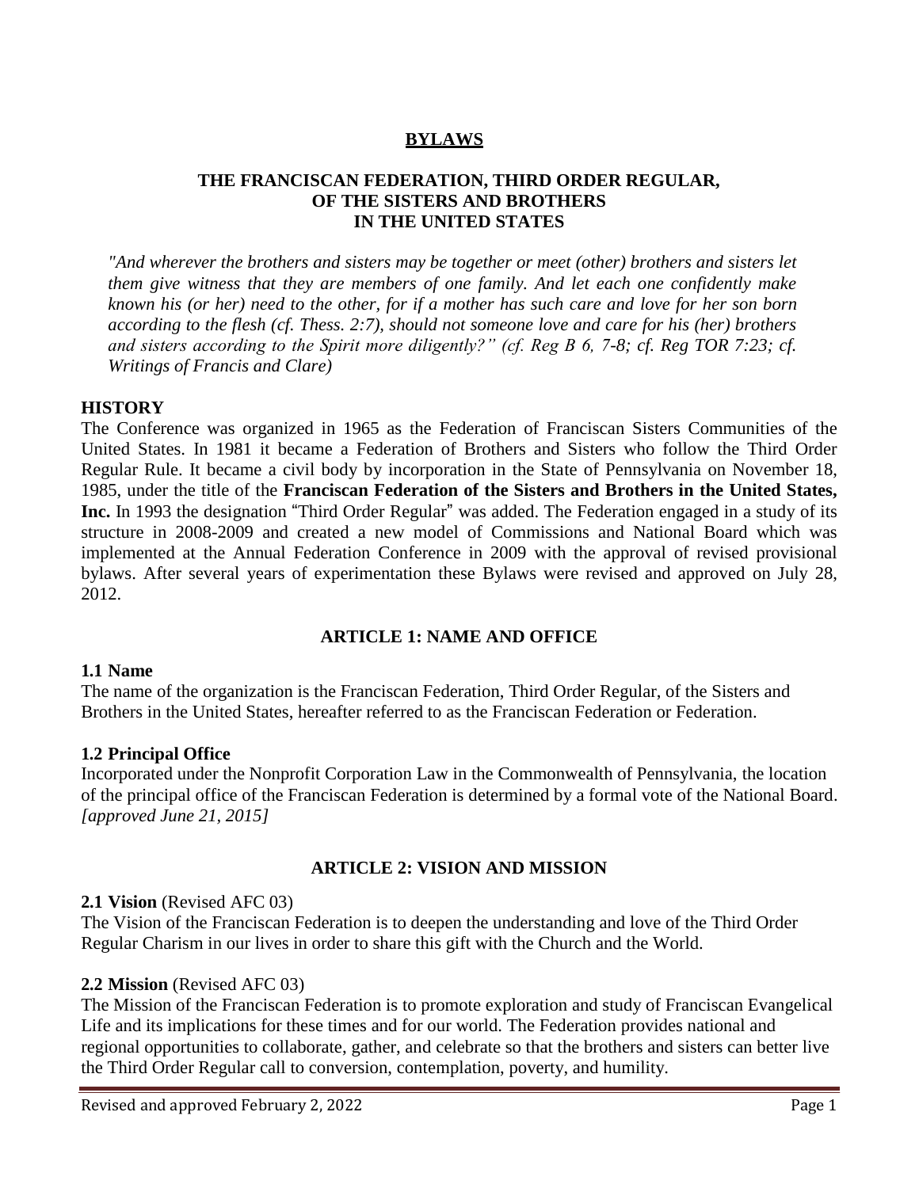# BYLAWS

## THE FRANCISCAN FEDERATION, THIRD ORDER REGULAR, OF THE SISTERS AND BROTHERS IN THE UNITED STATES

*"And wherever the brothers and sisters may be together or meet (other) brothers and sisters let them give witness that they are members of one family. And let each one confidently make known his (or her) need to the other, for if a mother has such care and love for her son born according to the flesh (cf. Thess. 2:7), should not someone love and care for his (her) brothers and sisters according to the Spirit more diligently?" (cf. Reg B 6, 7-8; cf. Reg TOR 7:23; cf. Writings of Francis and Clare)*

### HISTORY

The Conference was organized in 1965 as the Federation of Franciscan Sisters Communities of the United States. In 1981 it became a Federation of Brothers and Sisters who follow the Third Order Regular Rule. It became a civil body by incorporation in the State of Pennsylvania on November 18, 1985, under the title of the **Franciscan Federation of the Sisters and Brothers in the United States, Inc.** In 1993 the designation "Third Order Regular" was added. The Federation engaged in a study of its structure in 2008-2009 and created a new model of Commissions and National Board which was implemented at the Annual Federation Conference in 2009 with the approval of revised provisional bylaws. After several years of experimentation these Bylaws were revised and approved on July 28, 2012.

## ARTICLE 1: NAME AND OFFICE

### 1.1 Name

The name of the organization is the Franciscan Federation, Third Order Regular, of the Sisters and Brothers in the United States, hereafter referred to as the Franciscan Federation or Federation.

### 1.2 Principal Office

Incorporated under the Nonprofit Corporation Law in the Commonwealth of Pennsylvania, the location of the principal office of the Franciscan Federation is determined by a formal vote of the National Board. *[approved June 21, 2015]*

## ARTICLE 2: VISION AND MISSION

### 2.1 Vision (Revised AFC 03)

The Vision of the Franciscan Federation is to deepen the understanding and love of the Third Order Regular Charism in our lives in order to share this gift with the Church and the World.

### 2.2 Mission (Revised AFC 03)

The Mission of the Franciscan Federation is to promote exploration and study of Franciscan Evangelical Life and its implications for these times and for our world. The Federation provides national and regional opportunities to collaborate, gather, and celebrate so that the brothers and sisters can better live the Third Order Regular call to conversion, contemplation, poverty, and humility.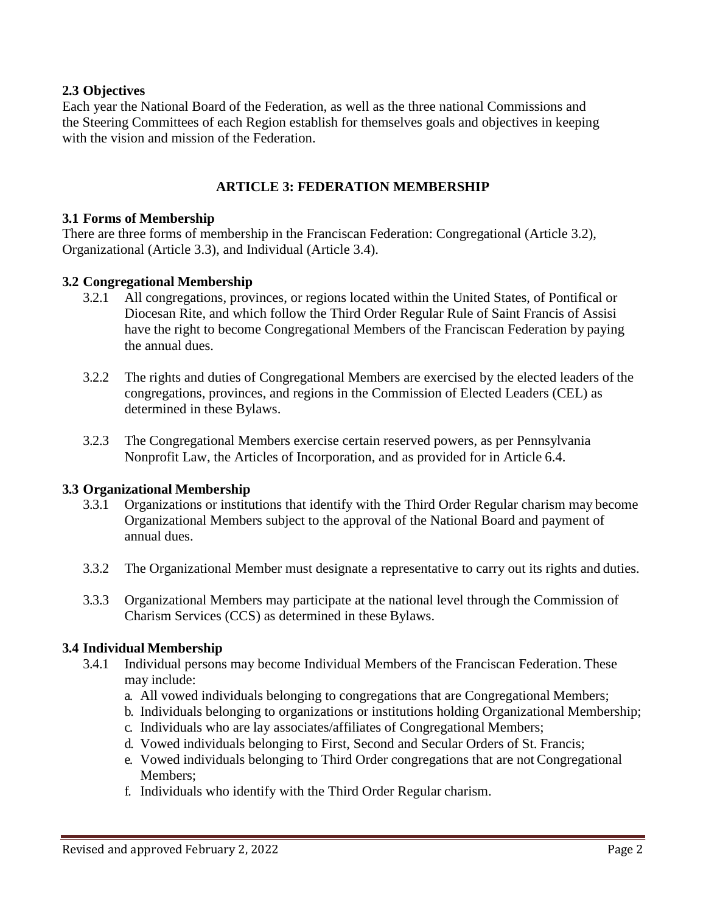**2.3 Objectives**

Each year the National Board of the Federation, as well as the three national Commissions and the Steering Committees of each Region establish for themselves goals and objectives in keeping with the vision and mission of the Federation.

## ARTICLE 3: FEDERATION MEMBERSHIP

**3.1 Forms of Membership**

There are three forms of membership in the Franciscan Federation: Congregational (Article 3.2), Organizational (Article 3.3), and Individual (Article 3.4).

**3.2 Congregational Membership**

3.2.1 All congregations, provinces, or regions located within the United States, of Pontifical or Diocesan Rite, and which follow the Third Order Regular Rule of Saint Francis of Assisi have the right to become Congregational Members of the Franciscan Federation by paying the annual dues.

3.2.2 The rights and duties of Congregational Members are exercised by the elected leaders of the congregations, provinces, and regions in the Commission of Elected Leaders (CEL) as determined in these Bylaws.

3.2.3 The Congregational Members exercise certain reserved powers, as per Pennsylvania Nonprofit Law, the Articles of Incorporation, and as provided for in Article 6.4.

**3.3 Organizational Membership**

3.3.1 Organizations or institutions that identify with the Third Order Regular charism may become Organizational Members subject to the approval of the National Board and payment of annual dues.

3.3.2 The Organizational Member must designate a representative to carry out its rights and duties.

3.3.3 Organizational Members may participate at the national level through the Commission of Charism Services (CCS) as determined in these Bylaws.

**3.4 Individual Membership**

3.4.1 Individual persons may become Individual Members of the Franciscan Federation. These may include:

a. All vowed individuals belonging to congregations that are Congregational Members;
b. Individuals belonging to organizations or institutions holding Organizational Membership;
c. Individuals who are lay associates/affiliates of Congregational Members;
d. Vowed individuals belonging to First, Second and Secular Orders of St. Francis;
e. Vowed individuals belonging to Third Order congregations that are not Congregational Members;
f. Individuals who identify with the Third Order Regular charism.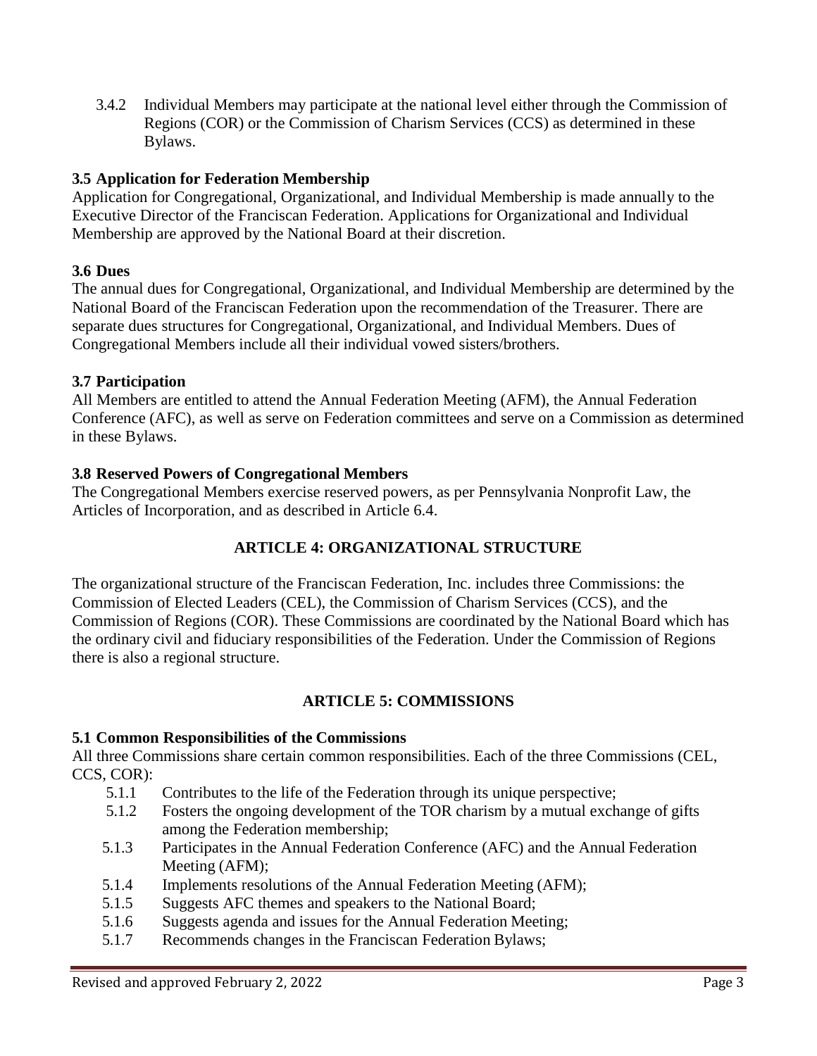3.4.2 Individual Members may participate at the national level either through the Commission of Regions (COR) or the Commission of Charism Services (CCS) as determined in these Bylaws.

**3.5 Application for Federation Membership**

Application for Congregational, Organizational, and Individual Membership is made annually to the Executive Director of the Franciscan Federation. Applications for Organizational and Individual Membership are approved by the National Board at their discretion.

**3.6 Dues**

The annual dues for Congregational, Organizational, and Individual Membership are determined by the National Board of the Franciscan Federation upon the recommendation of the Treasurer. There are separate dues structures for Congregational, Organizational, and Individual Members. Dues of Congregational Members include all their individual vowed sisters/brothers.

**3.7 Participation**

All Members are entitled to attend the Annual Federation Meeting (AFM), the Annual Federation Conference (AFC), as well as serve on Federation committees and serve on a Commission as determined in these Bylaws.

**3.8 Reserved Powers of Congregational Members**

The Congregational Members exercise reserved powers, as per Pennsylvania Nonprofit Law, the Articles of Incorporation, and as described in Article 6.4.

## ARTICLE 4: ORGANIZATIONAL STRUCTURE

The organizational structure of the Franciscan Federation, Inc. includes three Commissions: the Commission of Elected Leaders (CEL), the Commission of Charism Services (CCS), and the Commission of Regions (COR). These Commissions are coordinated by the National Board which has the ordinary civil and fiduciary responsibilities of the Federation. Under the Commission of Regions there is also a regional structure.

## ARTICLE 5: COMMISSIONS

**5.1 Common Responsibilities of the Commissions**

All three Commissions share certain common responsibilities. Each of the three Commissions (CEL, CCS, COR):

- 5.1.1 Contributes to the life of the Federation through its unique perspective;
- 5.1.2 Fosters the ongoing development of the TOR charism by a mutual exchange of gifts among the Federation membership;
- 5.1.3 Participates in the Annual Federation Conference (AFC) and the Annual Federation Meeting (AFM);
- 5.1.4 Implements resolutions of the Annual Federation Meeting (AFM);
- 5.1.5 Suggests AFC themes and speakers to the National Board;
- 5.1.6 Suggests agenda and issues for the Annual Federation Meeting;
- 5.1.7 Recommends changes in the Franciscan Federation Bylaws;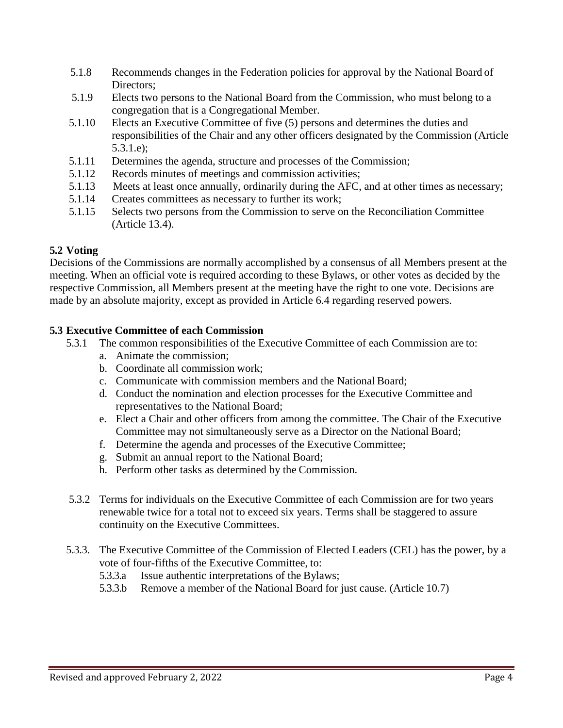5.1.8 Recommends changes in the Federation policies for approval by the National Board of Directors;

5.1.9 Elects two persons to the National Board from the Commission, who must belong to a congregation that is a Congregational Member.

5.1.10 Elects an Executive Committee of five (5) persons and determines the duties and responsibilities of the Chair and any other officers designated by the Commission (Article 5.3.1.e);

5.1.11 Determines the agenda, structure and processes of the Commission;

5.1.12 Records minutes of meetings and commission activities;

5.1.13 Meets at least once annually, ordinarily during the AFC, and at other times as necessary;

5.1.14 Creates committees as necessary to further its work;

5.1.15 Selects two persons from the Commission to serve on the Reconciliation Committee (Article 13.4).

**5.2 Voting**

Decisions of the Commissions are normally accomplished by a consensus of all Members present at the meeting. When an official vote is required according to these Bylaws, or other votes as decided by the respective Commission, all Members present at the meeting have the right to one vote. Decisions are made by an absolute majority, except as provided in Article 6.4 regarding reserved powers.

**5.3 Executive Committee of each Commission**

5.3.1 The common responsibilities of the Executive Committee of each Commission are to:

a. Animate the commission;
b. Coordinate all commission work;
c. Communicate with commission members and the National Board;
d. Conduct the nomination and election processes for the Executive Committee and representatives to the National Board;
e. Elect a Chair and other officers from among the committee. The Chair of the Executive Committee may not simultaneously serve as a Director on the National Board;
f. Determine the agenda and processes of the Executive Committee;
g. Submit an annual report to the National Board;
h. Perform other tasks as determined by the Commission.

5.3.2 Terms for individuals on the Executive Committee of each Commission are for two years renewable twice for a total not to exceed six years. Terms shall be staggered to assure continuity on the Executive Committees.

5.3.3. The Executive Committee of the Commission of Elected Leaders (CEL) has the power, by a vote of four-fifths of the Executive Committee, to:

5.3.3.a Issue authentic interpretations of the Bylaws;

5.3.3.b Remove a member of the National Board for just cause. (Article 10.7)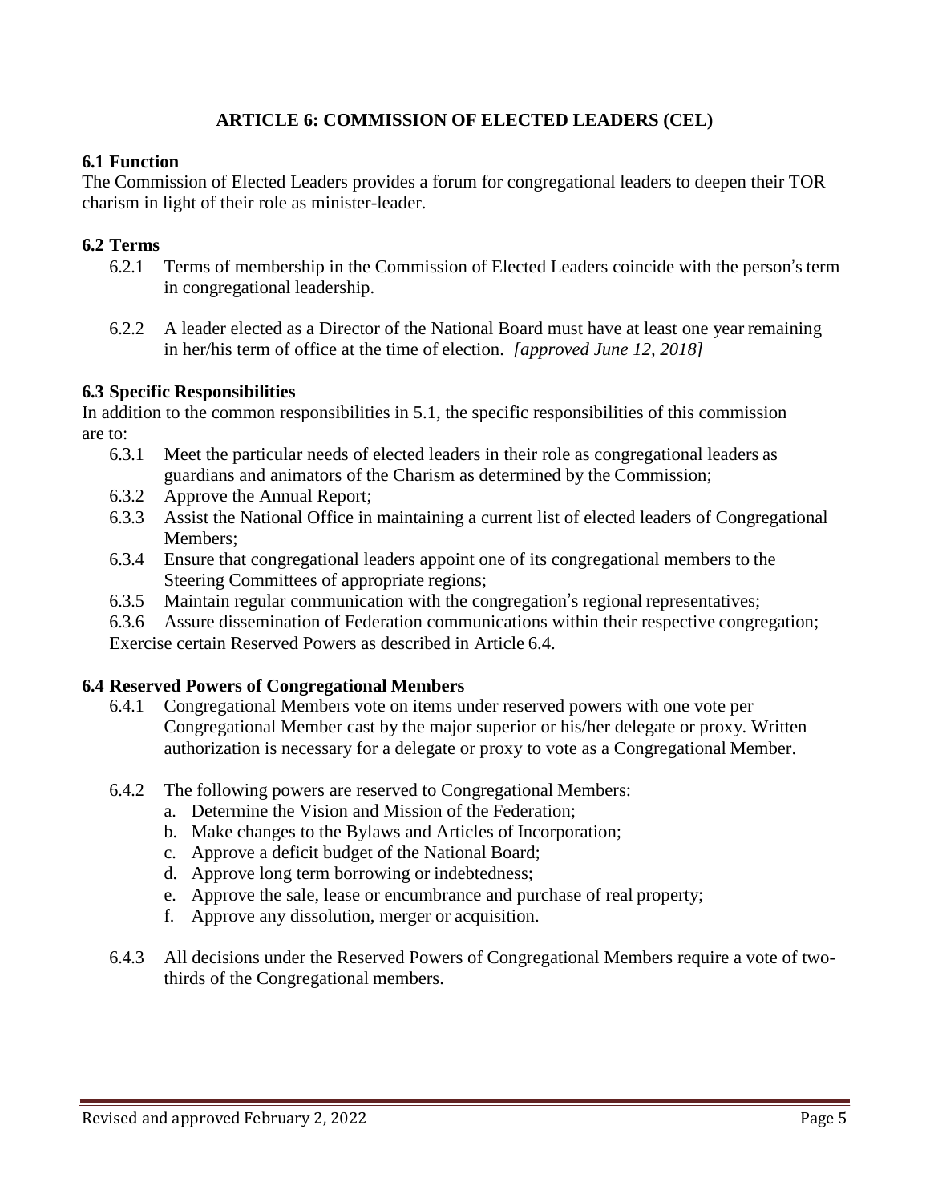## ARTICLE 6: COMMISSION OF ELECTED LEADERS (CEL)

### 6.1 Function

The Commission of Elected Leaders provides a forum for congregational leaders to deepen their TOR charism in light of their role as minister-leader.

### 6.2 Terms

6.2.1 Terms of membership in the Commission of Elected Leaders coincide with the person's term in congregational leadership.

6.2.2 A leader elected as a Director of the National Board must have at least one year remaining in her/his term of office at the time of election. *[approved June 12, 2018]*

### 6.3 Specific Responsibilities

In addition to the common responsibilities in 5.1, the specific responsibilities of this commission are to:

6.3.1 Meet the particular needs of elected leaders in their role as congregational leaders as guardians and animators of the Charism as determined by the Commission;
6.3.2 Approve the Annual Report;
6.3.3 Assist the National Office in maintaining a current list of elected leaders of Congregational Members;
6.3.4 Ensure that congregational leaders appoint one of its congregational members to the Steering Committees of appropriate regions;
6.3.5 Maintain regular communication with the congregation's regional representatives;
6.3.6 Assure dissemination of Federation communications within their respective congregation;
Exercise certain Reserved Powers as described in Article 6.4.

### 6.4 Reserved Powers of Congregational Members

6.4.1 Congregational Members vote on items under reserved powers with one vote per Congregational Member cast by the major superior or his/her delegate or proxy. Written authorization is necessary for a delegate or proxy to vote as a Congregational Member.

6.4.2 The following powers are reserved to Congregational Members:

a. Determine the Vision and Mission of the Federation;
b. Make changes to the Bylaws and Articles of Incorporation;
c. Approve a deficit budget of the National Board;
d. Approve long term borrowing or indebtedness;
e. Approve the sale, lease or encumbrance and purchase of real property;
f. Approve any dissolution, merger or acquisition.

6.4.3 All decisions under the Reserved Powers of Congregational Members require a vote of two-thirds of the Congregational members.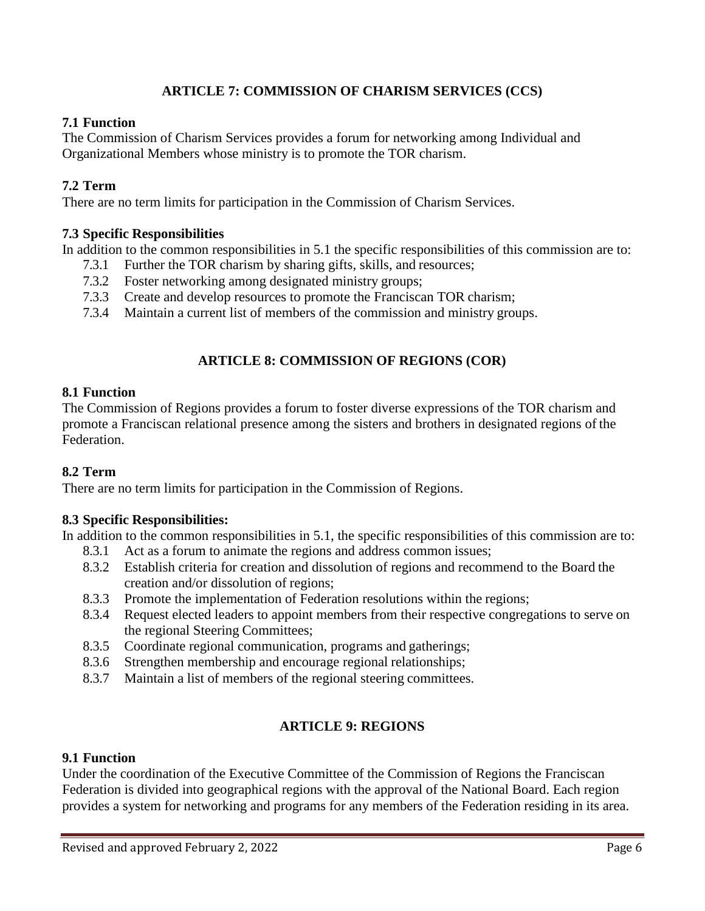## ARTICLE 7: COMMISSION OF CHARISM SERVICES (CCS)

### 7.1 Function

The Commission of Charism Services provides a forum for networking among Individual and Organizational Members whose ministry is to promote the TOR charism.

### 7.2 Term

There are no term limits for participation in the Commission of Charism Services.

### 7.3 Specific Responsibilities

In addition to the common responsibilities in 5.1 the specific responsibilities of this commission are to:

- 7.3.1 Further the TOR charism by sharing gifts, skills, and resources;
- 7.3.2 Foster networking among designated ministry groups;
- 7.3.3 Create and develop resources to promote the Franciscan TOR charism;
- 7.3.4 Maintain a current list of members of the commission and ministry groups.

## ARTICLE 8: COMMISSION OF REGIONS (COR)

### 8.1 Function

The Commission of Regions provides a forum to foster diverse expressions of the TOR charism and promote a Franciscan relational presence among the sisters and brothers in designated regions of the Federation.

### 8.2 Term

There are no term limits for participation in the Commission of Regions.

### 8.3 Specific Responsibilities:

In addition to the common responsibilities in 5.1, the specific responsibilities of this commission are to:

- 8.3.1 Act as a forum to animate the regions and address common issues;
- 8.3.2 Establish criteria for creation and dissolution of regions and recommend to the Board the creation and/or dissolution of regions;
- 8.3.3 Promote the implementation of Federation resolutions within the regions;
- 8.3.4 Request elected leaders to appoint members from their respective congregations to serve on the regional Steering Committees;
- 8.3.5 Coordinate regional communication, programs and gatherings;
- 8.3.6 Strengthen membership and encourage regional relationships;
- 8.3.7 Maintain a list of members of the regional steering committees.

## ARTICLE 9: REGIONS

### 9.1 Function

Under the coordination of the Executive Committee of the Commission of Regions the Franciscan Federation is divided into geographical regions with the approval of the National Board. Each region provides a system for networking and programs for any members of the Federation residing in its area.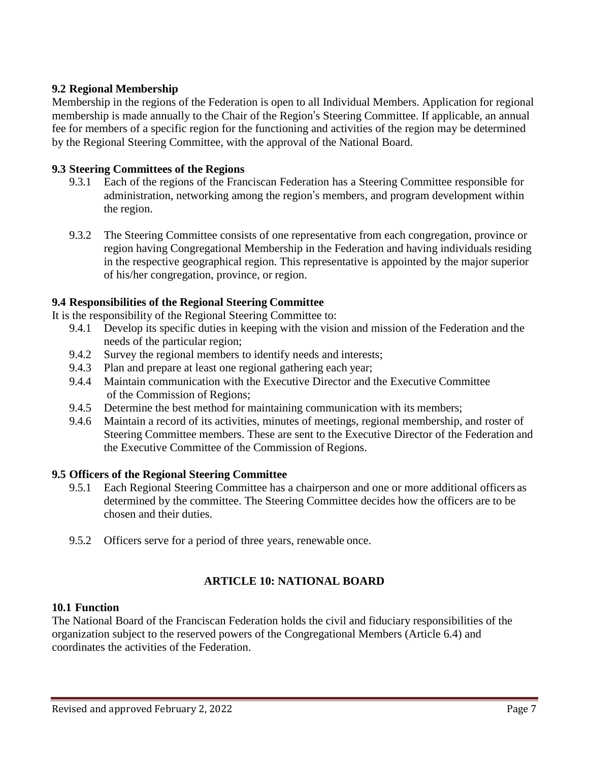### 9.2 Regional Membership

Membership in the regions of the Federation is open to all Individual Members. Application for regional membership is made annually to the Chair of the Region's Steering Committee. If applicable, an annual fee for members of a specific region for the functioning and activities of the region may be determined by the Regional Steering Committee, with the approval of the National Board.

### 9.3 Steering Committees of the Regions

9.3.1 Each of the regions of the Franciscan Federation has a Steering Committee responsible for administration, networking among the region's members, and program development within the region.

9.3.2 The Steering Committee consists of one representative from each congregation, province or region having Congregational Membership in the Federation and having individuals residing in the respective geographical region. This representative is appointed by the major superior of his/her congregation, province, or region.

### 9.4 Responsibilities of the Regional Steering Committee

It is the responsibility of the Regional Steering Committee to:

9.4.1 Develop its specific duties in keeping with the vision and mission of the Federation and the needs of the particular region;
9.4.2 Survey the regional members to identify needs and interests;
9.4.3 Plan and prepare at least one regional gathering each year;
9.4.4 Maintain communication with the Executive Director and the Executive Committee of the Commission of Regions;
9.4.5 Determine the best method for maintaining communication with its members;
9.4.6 Maintain a record of its activities, minutes of meetings, regional membership, and roster of Steering Committee members. These are sent to the Executive Director of the Federation and the Executive Committee of the Commission of Regions.

### 9.5 Officers of the Regional Steering Committee

9.5.1 Each Regional Steering Committee has a chairperson and one or more additional officers as determined by the committee. The Steering Committee decides how the officers are to be chosen and their duties.

9.5.2 Officers serve for a period of three years, renewable once.

## ARTICLE 10: NATIONAL BOARD

### 10.1 Function

The National Board of the Franciscan Federation holds the civil and fiduciary responsibilities of the organization subject to the reserved powers of the Congregational Members (Article 6.4) and coordinates the activities of the Federation.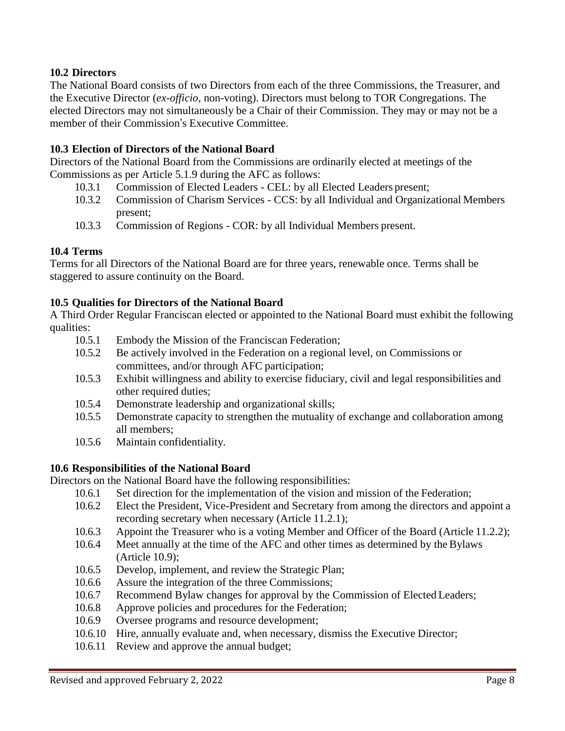### 10.2 Directors

The National Board consists of two Directors from each of the three Commissions, the Treasurer, and the Executive Director (*ex-officio*, non-voting). Directors must belong to TOR Congregations. The elected Directors may not simultaneously be a Chair of their Commission. They may or may not be a member of their Commission's Executive Committee.

### 10.3 Election of Directors of the National Board

Directors of the National Board from the Commissions are ordinarily elected at meetings of the Commissions as per Article 5.1.9 during the AFC as follows:

- 10.3.1 Commission of Elected Leaders - CEL: by all Elected Leaders present;
- 10.3.2 Commission of Charism Services - CCS: by all Individual and Organizational Members present;
- 10.3.3 Commission of Regions - COR: by all Individual Members present.

### 10.4 Terms

Terms for all Directors of the National Board are for three years, renewable once. Terms shall be staggered to assure continuity on the Board.

### 10.5 Qualities for Directors of the National Board

A Third Order Regular Franciscan elected or appointed to the National Board must exhibit the following qualities:

- 10.5.1 Embody the Mission of the Franciscan Federation;
- 10.5.2 Be actively involved in the Federation on a regional level, on Commissions or committees, and/or through AFC participation;
- 10.5.3 Exhibit willingness and ability to exercise fiduciary, civil and legal responsibilities and other required duties;
- 10.5.4 Demonstrate leadership and organizational skills;
- 10.5.5 Demonstrate capacity to strengthen the mutuality of exchange and collaboration among all members;
- 10.5.6 Maintain confidentiality.

### 10.6 Responsibilities of the National Board

Directors on the National Board have the following responsibilities:

- 10.6.1 Set direction for the implementation of the vision and mission of the Federation;
- 10.6.2 Elect the President, Vice-President and Secretary from among the directors and appoint a recording secretary when necessary (Article 11.2.1);
- 10.6.3 Appoint the Treasurer who is a voting Member and Officer of the Board (Article 11.2.2);
- 10.6.4 Meet annually at the time of the AFC and other times as determined by the Bylaws (Article 10.9);
- 10.6.5 Develop, implement, and review the Strategic Plan;
- 10.6.6 Assure the integration of the three Commissions;
- 10.6.7 Recommend Bylaw changes for approval by the Commission of Elected Leaders;
- 10.6.8 Approve policies and procedures for the Federation;
- 10.6.9 Oversee programs and resource development;
- 10.6.10 Hire, annually evaluate and, when necessary, dismiss the Executive Director;
- 10.6.11 Review and approve the annual budget;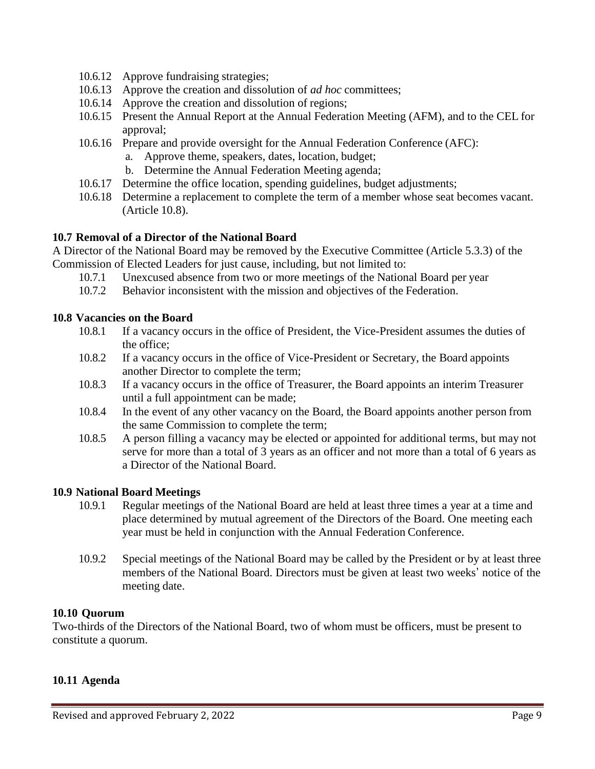10.6.12 Approve fundraising strategies;

10.6.13 Approve the creation and dissolution of *ad hoc* committees;

10.6.14 Approve the creation and dissolution of regions;

10.6.15 Present the Annual Report at the Annual Federation Meeting (AFM), and to the CEL for approval;

10.6.16 Prepare and provide oversight for the Annual Federation Conference (AFC):

a. Approve theme, speakers, dates, location, budget;
b. Determine the Annual Federation Meeting agenda;

10.6.17 Determine the office location, spending guidelines, budget adjustments;

10.6.18 Determine a replacement to complete the term of a member whose seat becomes vacant. (Article 10.8).

### 10.7 Removal of a Director of the National Board

A Director of the National Board may be removed by the Executive Committee (Article 5.3.3) of the Commission of Elected Leaders for just cause, including, but not limited to:

10.7.1 Unexcused absence from two or more meetings of the National Board per year

10.7.2 Behavior inconsistent with the mission and objectives of the Federation.

### 10.8 Vacancies on the Board

10.8.1 If a vacancy occurs in the office of President, the Vice-President assumes the duties of the office;

10.8.2 If a vacancy occurs in the office of Vice-President or Secretary, the Board appoints another Director to complete the term;

10.8.3 If a vacancy occurs in the office of Treasurer, the Board appoints an interim Treasurer until a full appointment can be made;

10.8.4 In the event of any other vacancy on the Board, the Board appoints another person from the same Commission to complete the term;

10.8.5 A person filling a vacancy may be elected or appointed for additional terms, but may not serve for more than a total of 3 years as an officer and not more than a total of 6 years as a Director of the National Board.

### 10.9 National Board Meetings

10.9.1 Regular meetings of the National Board are held at least three times a year at a time and place determined by mutual agreement of the Directors of the Board. One meeting each year must be held in conjunction with the Annual Federation Conference.

10.9.2 Special meetings of the National Board may be called by the President or by at least three members of the National Board. Directors must be given at least two weeks' notice of the meeting date.

### 10.10 Quorum

Two-thirds of the Directors of the National Board, two of whom must be officers, must be present to constitute a quorum.

### 10.11 Agenda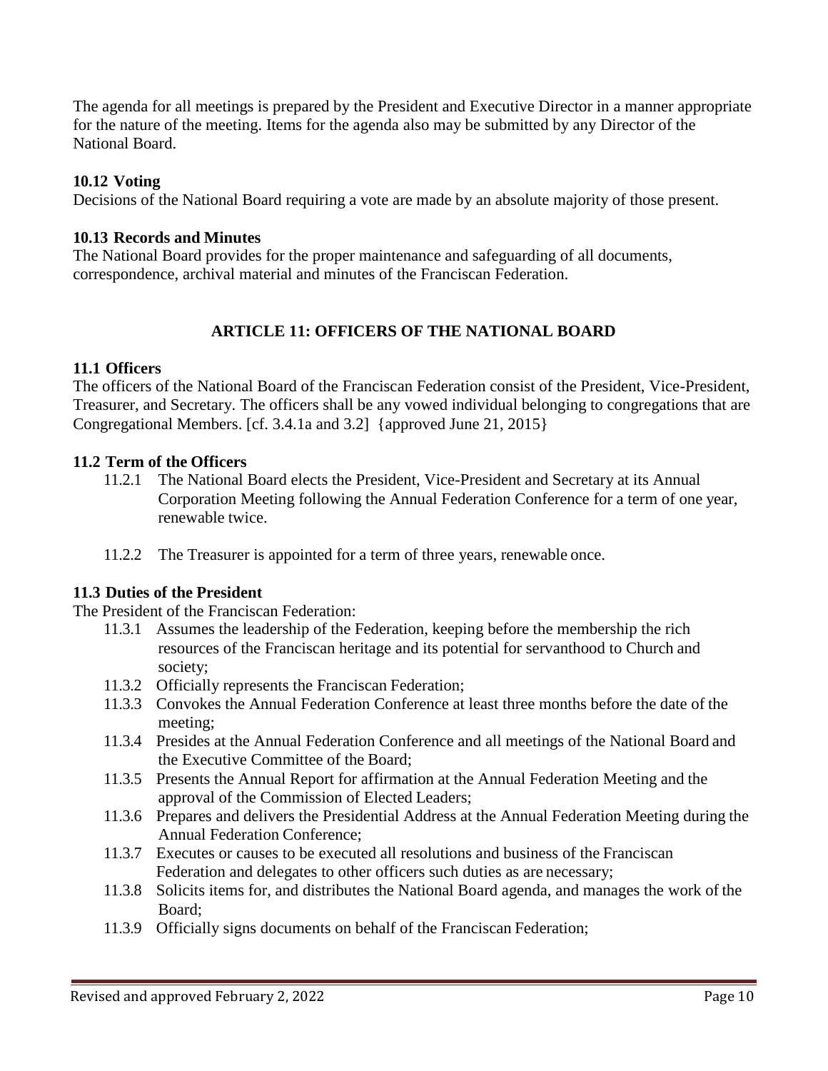The agenda for all meetings is prepared by the President and Executive Director in a manner appropriate for the nature of the meeting. Items for the agenda also may be submitted by any Director of the National Board.

**10.12 Voting**

Decisions of the National Board requiring a vote are made by an absolute majority of those present.

**10.13 Records and Minutes**

The National Board provides for the proper maintenance and safeguarding of all documents, correspondence, archival material and minutes of the Franciscan Federation.

## ARTICLE 11: OFFICERS OF THE NATIONAL BOARD

**11.1 Officers**

The officers of the National Board of the Franciscan Federation consist of the President, Vice-President, Treasurer, and Secretary. The officers shall be any vowed individual belonging to congregations that are Congregational Members. [cf. 3.4.1a and 3.2] {approved June 21, 2015}

**11.2 Term of the Officers**

- 11.2.1 The National Board elects the President, Vice-President and Secretary at its Annual Corporation Meeting following the Annual Federation Conference for a term of one year, renewable twice.
- 11.2.2 The Treasurer is appointed for a term of three years, renewable once.

**11.3 Duties of the President**

The President of the Franciscan Federation:

- 11.3.1 Assumes the leadership of the Federation, keeping before the membership the rich resources of the Franciscan heritage and its potential for servanthood to Church and society;
- 11.3.2 Officially represents the Franciscan Federation;
- 11.3.3 Convokes the Annual Federation Conference at least three months before the date of the meeting;
- 11.3.4 Presides at the Annual Federation Conference and all meetings of the National Board and the Executive Committee of the Board;
- 11.3.5 Presents the Annual Report for affirmation at the Annual Federation Meeting and the approval of the Commission of Elected Leaders;
- 11.3.6 Prepares and delivers the Presidential Address at the Annual Federation Meeting during the Annual Federation Conference;
- 11.3.7 Executes or causes to be executed all resolutions and business of the Franciscan Federation and delegates to other officers such duties as are necessary;
- 11.3.8 Solicits items for, and distributes the National Board agenda, and manages the work of the Board;
- 11.3.9 Officially signs documents on behalf of the Franciscan Federation;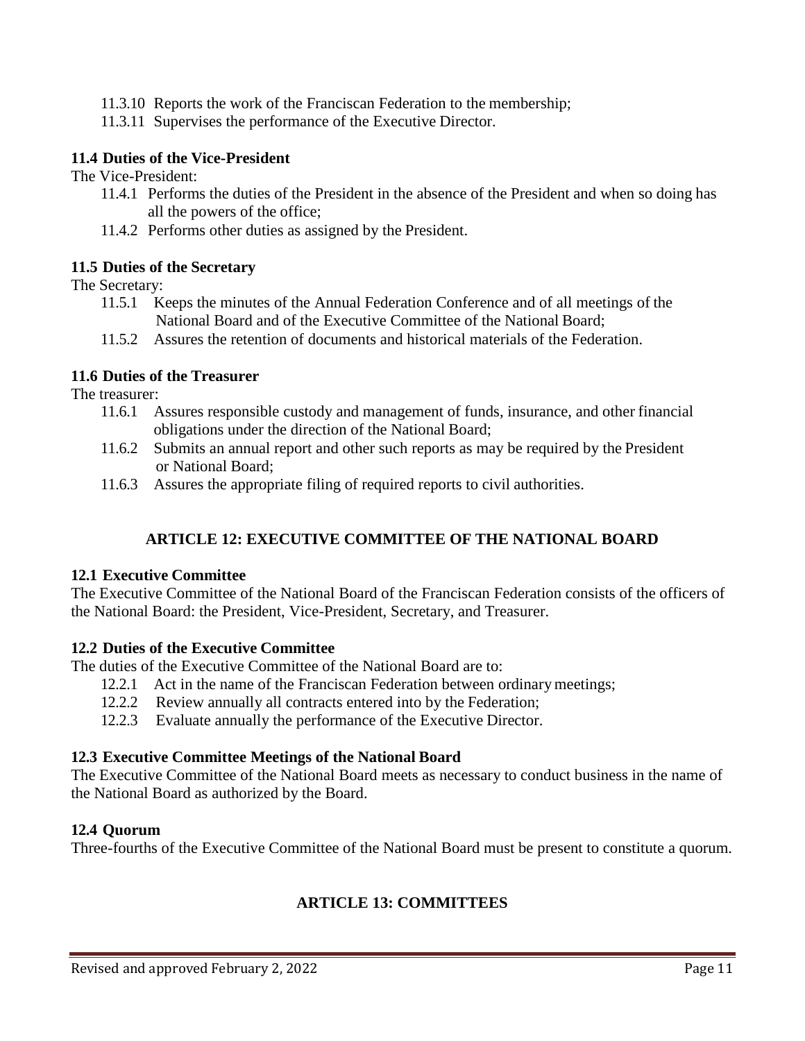- 11.3.10 Reports the work of the Franciscan Federation to the membership;
- 11.3.11 Supervises the performance of the Executive Director.

**11.4 Duties of the Vice-President**

The Vice-President:

- 11.4.1 Performs the duties of the President in the absence of the President and when so doing has all the powers of the office;
- 11.4.2 Performs other duties as assigned by the President.

**11.5 Duties of the Secretary**

The Secretary:

- 11.5.1 Keeps the minutes of the Annual Federation Conference and of all meetings of the National Board and of the Executive Committee of the National Board;
- 11.5.2 Assures the retention of documents and historical materials of the Federation.

**11.6 Duties of the Treasurer**

The treasurer:

- 11.6.1 Assures responsible custody and management of funds, insurance, and other financial obligations under the direction of the National Board;
- 11.6.2 Submits an annual report and other such reports as may be required by the President or National Board;
- 11.6.3 Assures the appropriate filing of required reports to civil authorities.

## ARTICLE 12: EXECUTIVE COMMITTEE OF THE NATIONAL BOARD

**12.1 Executive Committee**

The Executive Committee of the National Board of the Franciscan Federation consists of the officers of the National Board: the President, Vice-President, Secretary, and Treasurer.

**12.2 Duties of the Executive Committee**

The duties of the Executive Committee of the National Board are to:

- 12.2.1 Act in the name of the Franciscan Federation between ordinary meetings;
- 12.2.2 Review annually all contracts entered into by the Federation;
- 12.2.3 Evaluate annually the performance of the Executive Director.

**12.3 Executive Committee Meetings of the National Board**

The Executive Committee of the National Board meets as necessary to conduct business in the name of the National Board as authorized by the Board.

**12.4 Quorum**

Three-fourths of the Executive Committee of the National Board must be present to constitute a quorum.

## ARTICLE 13: COMMITTEES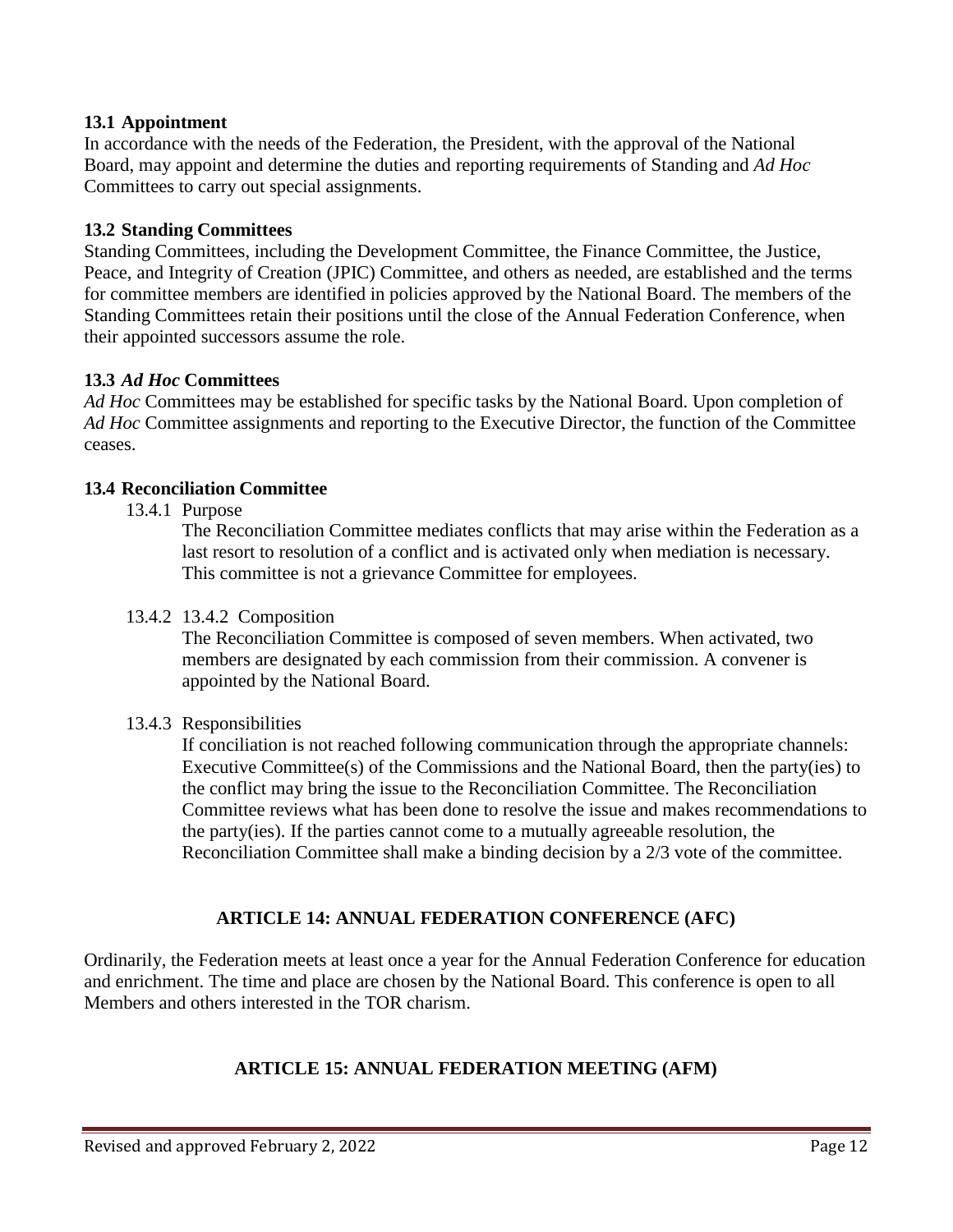**13.1 Appointment**

In accordance with the needs of the Federation, the President, with the approval of the National Board, may appoint and determine the duties and reporting requirements of Standing and *Ad Hoc* Committees to carry out special assignments.

**13.2 Standing Committees**

Standing Committees, including the Development Committee, the Finance Committee, the Justice, Peace, and Integrity of Creation (JPIC) Committee, and others as needed, are established and the terms for committee members are identified in policies approved by the National Board. The members of the Standing Committees retain their positions until the close of the Annual Federation Conference, when their appointed successors assume the role.

**13.3 *Ad Hoc* Committees**

*Ad Hoc* Committees may be established for specific tasks by the National Board. Upon completion of *Ad Hoc* Committee assignments and reporting to the Executive Director, the function of the Committee ceases.

**13.4 Reconciliation Committee**

13.4.1 Purpose

The Reconciliation Committee mediates conflicts that may arise within the Federation as a last resort to resolution of a conflict and is activated only when mediation is necessary. This committee is not a grievance Committee for employees.

13.4.2 13.4.2 Composition

The Reconciliation Committee is composed of seven members. When activated, two members are designated by each commission from their commission. A convener is appointed by the National Board.

13.4.3 Responsibilities

If conciliation is not reached following communication through the appropriate channels: Executive Committee(s) of the Commissions and the National Board, then the party(ies) to the conflict may bring the issue to the Reconciliation Committee. The Reconciliation Committee reviews what has been done to resolve the issue and makes recommendations to the party(ies). If the parties cannot come to a mutually agreeable resolution, the Reconciliation Committee shall make a binding decision by a 2/3 vote of the committee.

## ARTICLE 14: ANNUAL FEDERATION CONFERENCE (AFC)

Ordinarily, the Federation meets at least once a year for the Annual Federation Conference for education and enrichment. The time and place are chosen by the National Board. This conference is open to all Members and others interested in the TOR charism.

## ARTICLE 15: ANNUAL FEDERATION MEETING (AFM)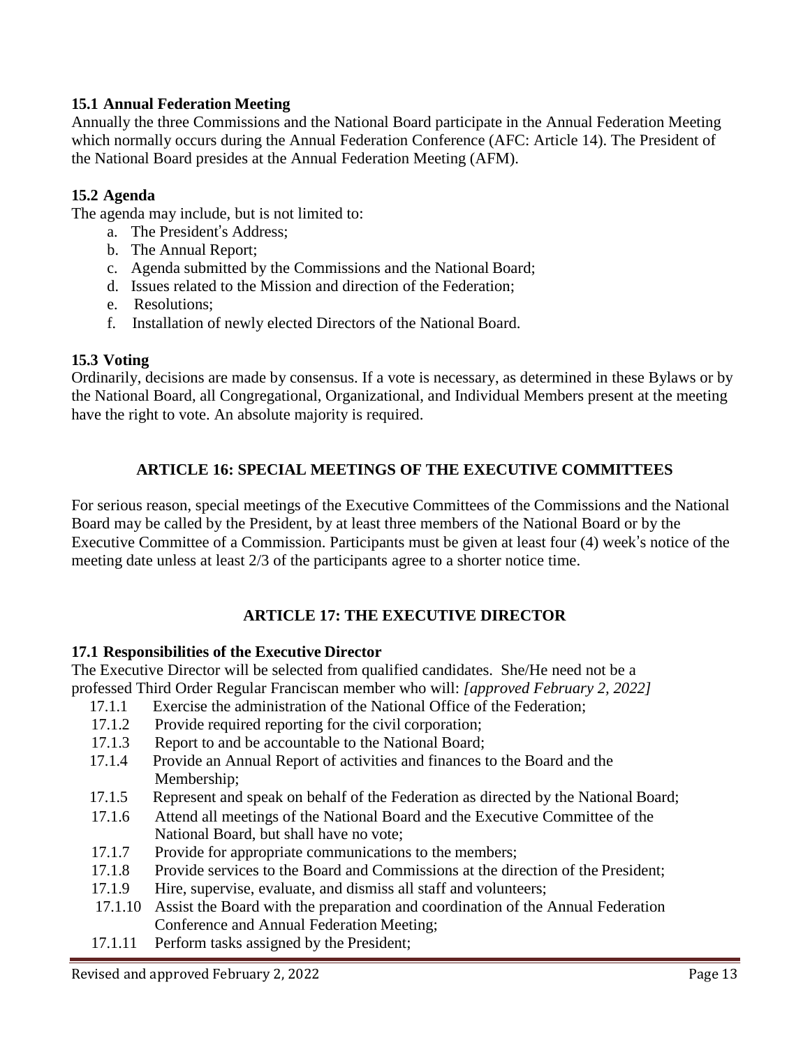### 15.1 Annual Federation Meeting

Annually the three Commissions and the National Board participate in the Annual Federation Meeting which normally occurs during the Annual Federation Conference (AFC: Article 14). The President of the National Board presides at the Annual Federation Meeting (AFM).

### 15.2 Agenda

The agenda may include, but is not limited to:

a. The President's Address;
b. The Annual Report;
c. Agenda submitted by the Commissions and the National Board;
d. Issues related to the Mission and direction of the Federation;
e. Resolutions;
f. Installation of newly elected Directors of the National Board.

### 15.3 Voting

Ordinarily, decisions are made by consensus. If a vote is necessary, as determined in these Bylaws or by the National Board, all Congregational, Organizational, and Individual Members present at the meeting have the right to vote. An absolute majority is required.

## ARTICLE 16: SPECIAL MEETINGS OF THE EXECUTIVE COMMITTEES

For serious reason, special meetings of the Executive Committees of the Commissions and the National Board may be called by the President, by at least three members of the National Board or by the Executive Committee of a Commission. Participants must be given at least four (4) week's notice of the meeting date unless at least 2/3 of the participants agree to a shorter notice time.

## ARTICLE 17: THE EXECUTIVE DIRECTOR

### 17.1 Responsibilities of the Executive Director

The Executive Director will be selected from qualified candidates. She/He need not be a professed Third Order Regular Franciscan member who will: *[approved February 2, 2022]*

17.1.1 Exercise the administration of the National Office of the Federation;
17.1.2 Provide required reporting for the civil corporation;
17.1.3 Report to and be accountable to the National Board;
17.1.4 Provide an Annual Report of activities and finances to the Board and the Membership;
17.1.5 Represent and speak on behalf of the Federation as directed by the National Board;
17.1.6 Attend all meetings of the National Board and the Executive Committee of the National Board, but shall have no vote;
17.1.7 Provide for appropriate communications to the members;
17.1.8 Provide services to the Board and Commissions at the direction of the President;
17.1.9 Hire, supervise, evaluate, and dismiss all staff and volunteers;
17.1.10 Assist the Board with the preparation and coordination of the Annual Federation Conference and Annual Federation Meeting;
17.1.11 Perform tasks assigned by the President;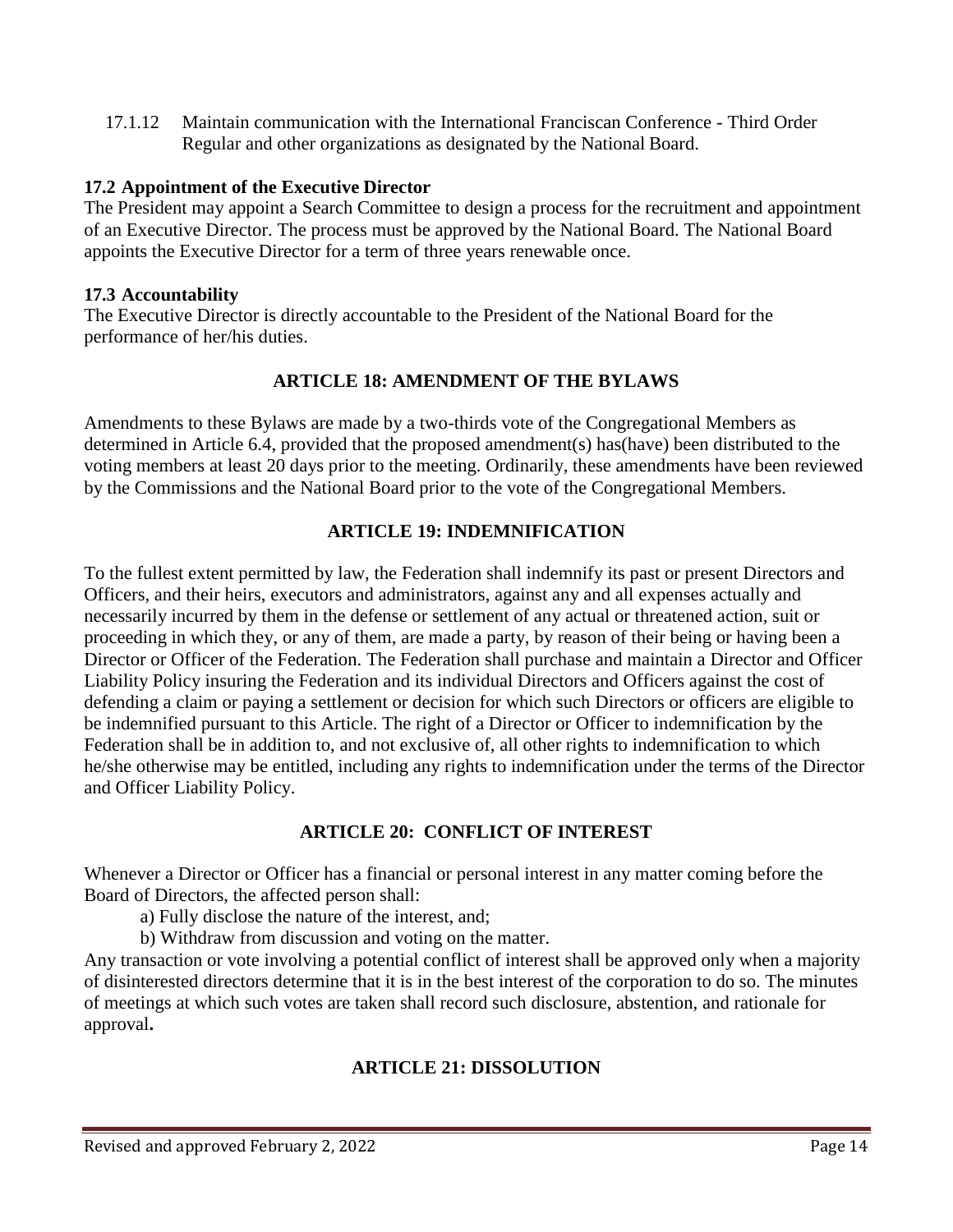17.1.12 Maintain communication with the International Franciscan Conference - Third Order Regular and other organizations as designated by the National Board.

**17.2 Appointment of the Executive Director**

The President may appoint a Search Committee to design a process for the recruitment and appointment of an Executive Director. The process must be approved by the National Board. The National Board appoints the Executive Director for a term of three years renewable once.

**17.3 Accountability**

The Executive Director is directly accountable to the President of the National Board for the performance of her/his duties.

## ARTICLE 18: AMENDMENT OF THE BYLAWS

Amendments to these Bylaws are made by a two-thirds vote of the Congregational Members as determined in Article 6.4, provided that the proposed amendment(s) has(have) been distributed to the voting members at least 20 days prior to the meeting. Ordinarily, these amendments have been reviewed by the Commissions and the National Board prior to the vote of the Congregational Members.

## ARTICLE 19: INDEMNIFICATION

To the fullest extent permitted by law, the Federation shall indemnify its past or present Directors and Officers, and their heirs, executors and administrators, against any and all expenses actually and necessarily incurred by them in the defense or settlement of any actual or threatened action, suit or proceeding in which they, or any of them, are made a party, by reason of their being or having been a Director or Officer of the Federation. The Federation shall purchase and maintain a Director and Officer Liability Policy insuring the Federation and its individual Directors and Officers against the cost of defending a claim or paying a settlement or decision for which such Directors or officers are eligible to be indemnified pursuant to this Article. The right of a Director or Officer to indemnification by the Federation shall be in addition to, and not exclusive of, all other rights to indemnification to which he/she otherwise may be entitled, including any rights to indemnification under the terms of the Director and Officer Liability Policy.

## ARTICLE 20: CONFLICT OF INTEREST

Whenever a Director or Officer has a financial or personal interest in any matter coming before the Board of Directors, the affected person shall:

a) Fully disclose the nature of the interest, and;

b) Withdraw from discussion and voting on the matter.

Any transaction or vote involving a potential conflict of interest shall be approved only when a majority of disinterested directors determine that it is in the best interest of the corporation to do so. The minutes of meetings at which such votes are taken shall record such disclosure, abstention, and rationale for approval**.**

## ARTICLE 21: DISSOLUTION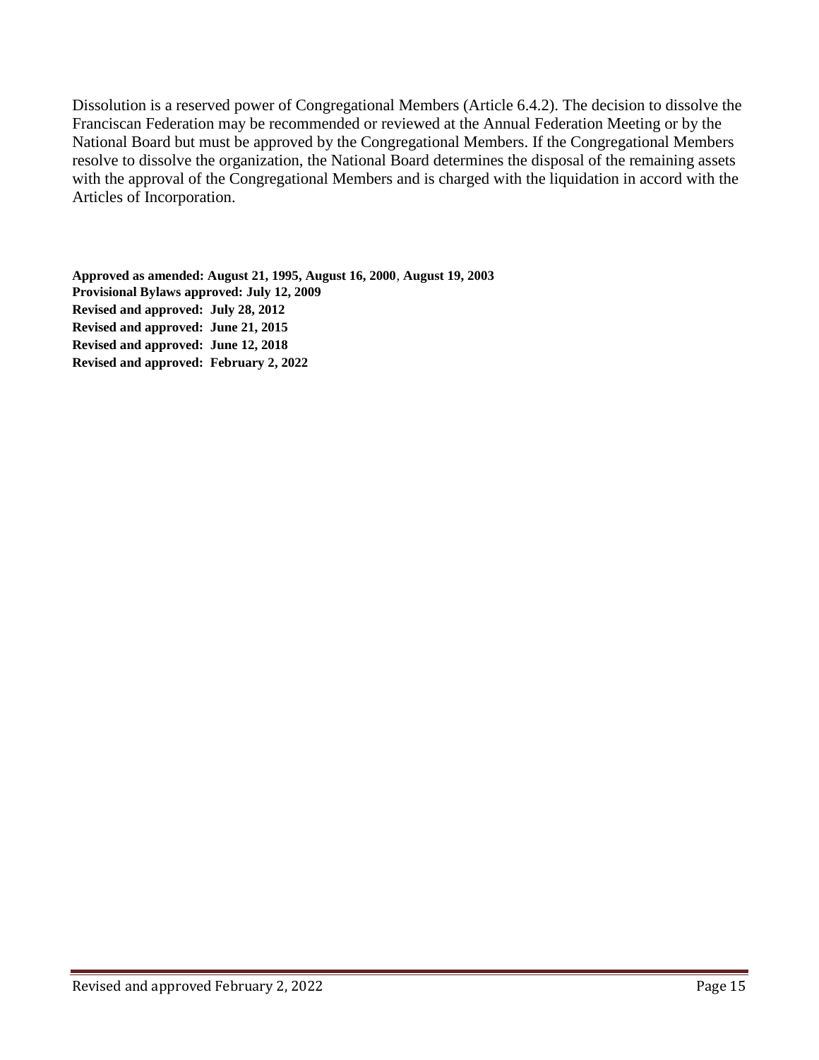Dissolution is a reserved power of Congregational Members (Article 6.4.2). The decision to dissolve the Franciscan Federation may be recommended or reviewed at the Annual Federation Meeting or by the National Board but must be approved by the Congregational Members. If the Congregational Members resolve to dissolve the organization, the National Board determines the disposal of the remaining assets with the approval of the Congregational Members and is charged with the liquidation in accord with the Articles of Incorporation.

**Approved as amended: August 21, 1995, August 16, 2000, August 19, 2003**
**Provisional Bylaws approved: July 12, 2009**
**Revised and approved: July 28, 2012**
**Revised and approved: June 21, 2015**
**Revised and approved: June 12, 2018**
**Revised and approved: February 2, 2022**